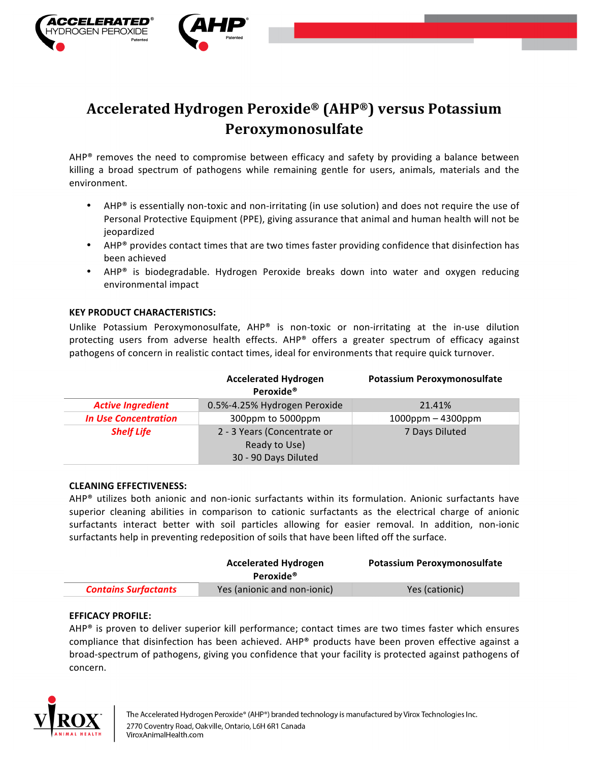// Accelerated Hydrogen Peroxide® (AHP®) versus Potassium Peroxymonosulfate

# Accelerated Hydrogen Peroxide® (AHP®) versus Potassium Peroxymonosulfate

AHP® removes the need to compromise between efficacy and safety by providing a balance between killing a broad spectrum of pathogens while remaining gentle for users, animals, materials and the environment.

- AHP® is essentially non-toxic and non-irritating (in use solution) and does not require the use of Personal Protective Equipment (PPE), giving assurance that animal and human health will not be jeopardized
- AHP® provides contact times that are two times faster providing confidence that disinfection has been achieved
- AHP® is biodegradable. Hydrogen Peroxide breaks down into water and oxygen reducing environmental impact

**KEY PRODUCT CHARACTERISTICS:**

Unlike Potassium Peroxymonosulfate, AHP® is non-toxic or non-irritating at the in-use dilution protecting users from adverse health effects. AHP® offers a greater spectrum of efficacy against pathogens of concern in realistic contact times, ideal for environments that require quick turnover.

| | Accelerated Hydrogen Peroxide® | Potassium Peroxymonosulfate |
|---|---|---|
| ***Active Ingredient*** | 0.5%-4.25% Hydrogen Peroxide | 21.41% |
| ***In Use Concentration*** | 300ppm to 5000ppm | 1000ppm – 4300ppm |
| ***Shelf Life*** | 2 - 3 Years (Concentrate or Ready to Use)<br>30 - 90 Days Diluted | 7 Days Diluted |

**CLEANING EFFECTIVENESS:**

AHP® utilizes both anionic and non-ionic surfactants within its formulation. Anionic surfactants have superior cleaning abilities in comparison to cationic surfactants as the electrical charge of anionic surfactants interact better with soil particles allowing for easier removal. In addition, non-ionic surfactants help in preventing redeposition of soils that have been lifted off the surface.

| | Accelerated Hydrogen Peroxide® | Potassium Peroxymonosulfate |
|---|---|---|
| ***Contains Surfactants*** | Yes (anionic and non-ionic) | Yes (cationic) |

**EFFICACY PROFILE:**

AHP® is proven to deliver superior kill performance; contact times are two times faster which ensures compliance that disinfection has been achieved. AHP® products have been proven effective against a broad-spectrum of pathogens, giving you confidence that your facility is protected against pathogens of concern.

The Accelerated Hydrogen Peroxide® (AHP®) branded technology is manufactured by Virox Technologies Inc.
2770 Coventry Road, Oakville, Ontario, L6H 6R1 Canada
ViroxAnimalHealth.com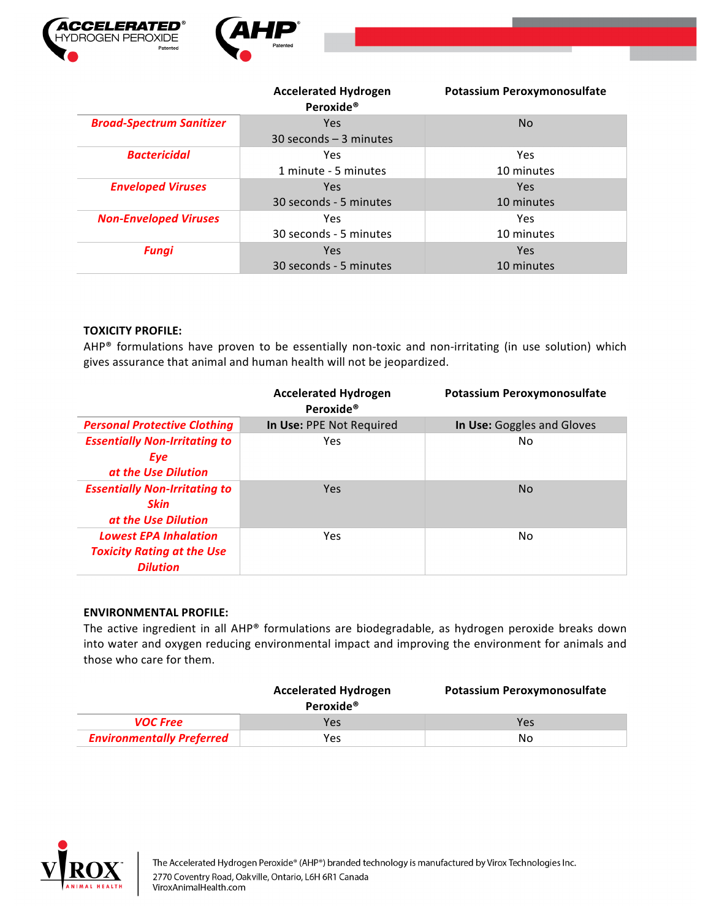| | Accelerated Hydrogen Peroxide® | Potassium Peroxymonosulfate |
|---|---|---|
| ***Broad-Spectrum Sanitizer*** | Yes<br>30 seconds – 3 minutes | No |
| ***Bactericidal*** | Yes<br>1 minute - 5 minutes | Yes<br>10 minutes |
| ***Enveloped Viruses*** | Yes<br>30 seconds - 5 minutes | Yes<br>10 minutes |
| ***Non-Enveloped Viruses*** | Yes<br>30 seconds - 5 minutes | Yes<br>10 minutes |
| ***Fungi*** | Yes<br>30 seconds - 5 minutes | Yes<br>10 minutes |

**TOXICITY PROFILE:**

AHP® formulations have proven to be essentially non-toxic and non-irritating (in use solution) which gives assurance that animal and human health will not be jeopardized.

| | Accelerated Hydrogen Peroxide® | Potassium Peroxymonosulfate |
|---|---|---|
| ***Personal Protective Clothing*** | **In Use:** PPE Not Required | **In Use:** Goggles and Gloves |
| ***Essentially Non-Irritating to Eye at the Use Dilution*** | Yes | No |
| ***Essentially Non-Irritating to Skin at the Use Dilution*** | Yes | No |
| ***Lowest EPA Inhalation Toxicity Rating at the Use Dilution*** | Yes | No |

**ENVIRONMENTAL PROFILE:**

The active ingredient in all AHP® formulations are biodegradable, as hydrogen peroxide breaks down into water and oxygen reducing environmental impact and improving the environment for animals and those who care for them.

| | Accelerated Hydrogen Peroxide® | Potassium Peroxymonosulfate |
|---|---|---|
| ***VOC Free*** | Yes | Yes |
| ***Environmentally Preferred*** | Yes | No |

The Accelerated Hydrogen Peroxide® (AHP®) branded technology is manufactured by Virox Technologies Inc.
2770 Coventry Road, Oakville, Ontario, L6H 6R1 Canada
ViroxAnimalHealth.com